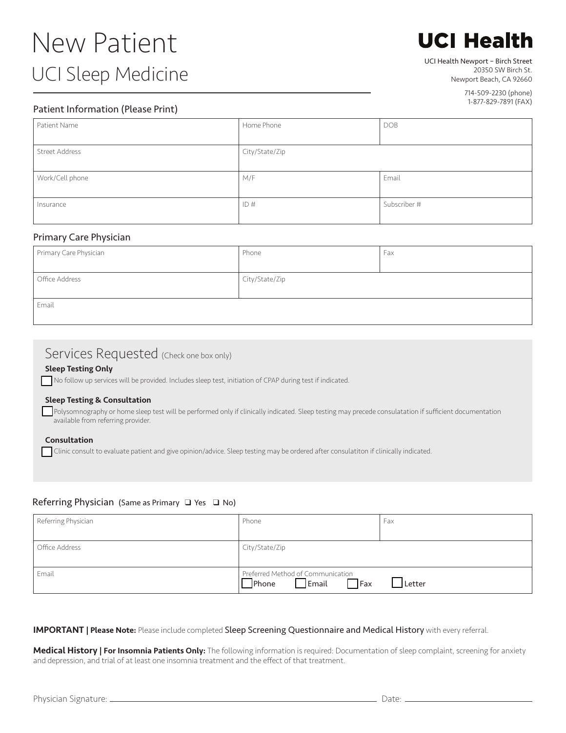# New Patient

## UCI Sleep Medicine

**UCI Health**

UCI Health Newport – Birch Street
20350 SW Birch St.
Newport Beach, CA 92660

714-509-2230 (phone)
1-877-829-7891 (FAX)

### Patient Information (Please Print)

| Patient Name | Home Phone | DOB |
|---|---|---|
| Street Address | City/State/Zip | |
| Work/Cell phone | M/F | Email |
| Insurance | ID # | Subscriber # |

### Primary Care Physician

| Primary Care Physician | Phone | Fax |
|---|---|---|
| Office Address | City/State/Zip | |
| Email | | |

## Services Requested (Check one box only)

**Sleep Testing Only**

☐ No follow up services will be provided. Includes sleep test, initiation of CPAP during test if indicated.

**Sleep Testing & Consultation**

☐ Polysomnography or home sleep test will be performed only if clinically indicated. Sleep testing may precede consulatation if sufficient documentation available from referring provider.

**Consultation**

☐ Clinic consult to evaluate patient and give opinion/advice. Sleep testing may be ordered after consulatiton if clinically indicated.

### Referring Physician (Same as Primary ❑ Yes ❑ No)

| Referring Physician | Phone | Fax |
|---|---|---|
| Office Address | City/State/Zip | |
| Email | Preferred Method of Communication ☐ Phone ☐ Email ☐ Fax ☐ Letter | |

**IMPORTANT | Please Note:** Please include completed Sleep Screening Questionnaire and Medical History with every referral.

**Medical History | For Insomnia Patients Only:** The following information is required: Documentation of sleep complaint, screening for anxiety and depression, and trial of at least one insomnia treatment and the effect of that treatment.

Physician Signature: ____________________ Date: ____________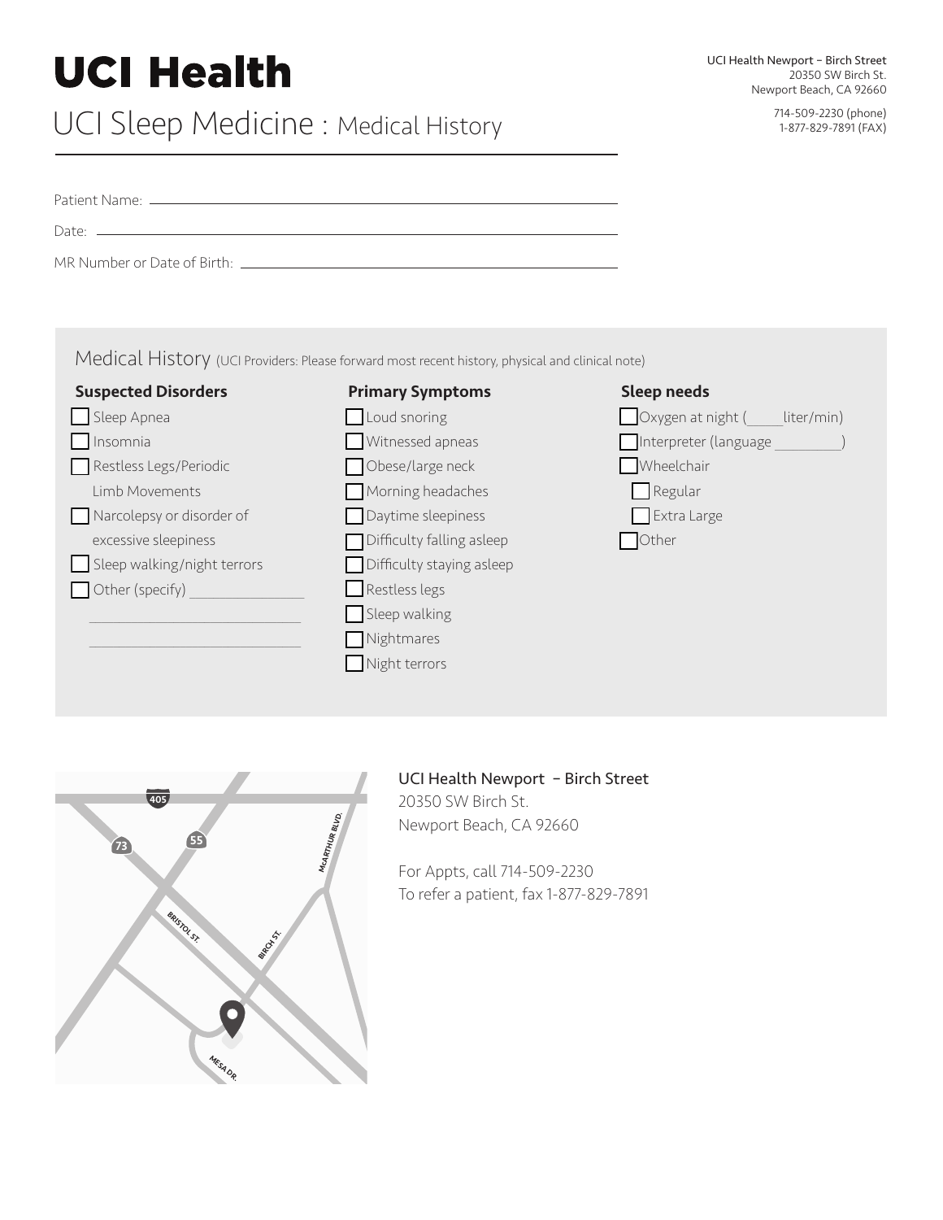# UCI Health

UCI Health Newport – Birch Street
20350 SW Birch St.
Newport Beach, CA 92660

714-509-2230 (phone)
1-877-829-7891 (FAX)

## UCI Sleep Medicine : Medical History

Patient Name: ______________________________

Date: ______________________________

MR Number or Date of Birth: ______________________________

## Medical History (UCI Providers: Please forward most recent history, physical and clinical note)

**Suspected Disorders**

- ☐ Sleep Apnea
- ☐ Insomnia
- ☐ Restless Legs/Periodic Limb Movements
- ☐ Narcolepsy or disorder of excessive sleepiness
- ☐ Sleep walking/night terrors
- ☐ Other (specify) ______________

______________________________

______________________________

**Primary Symptoms**

- ☐ Loud snoring
- ☐ Witnessed apneas
- ☐ Obese/large neck
- ☐ Morning headaches
- ☐ Daytime sleepiness
- ☐ Difficulty falling asleep
- ☐ Difficulty staying asleep
- ☐ Restless legs
- ☐ Sleep walking
- ☐ Nightmares
- ☐ Night terrors

**Sleep needs**

- ☐ Oxygen at night (_____liter/min)
- ☐ Interpreter (language _________)
- ☐ Wheelchair
  - ☐ Regular
  - ☐ Extra Large
- ☐ Other

UCI Health Newport – Birch Street
20350 SW Birch St.
Newport Beach, CA 92660

For Appts, call 714-509-2230
To refer a patient, fax 1-877-829-7891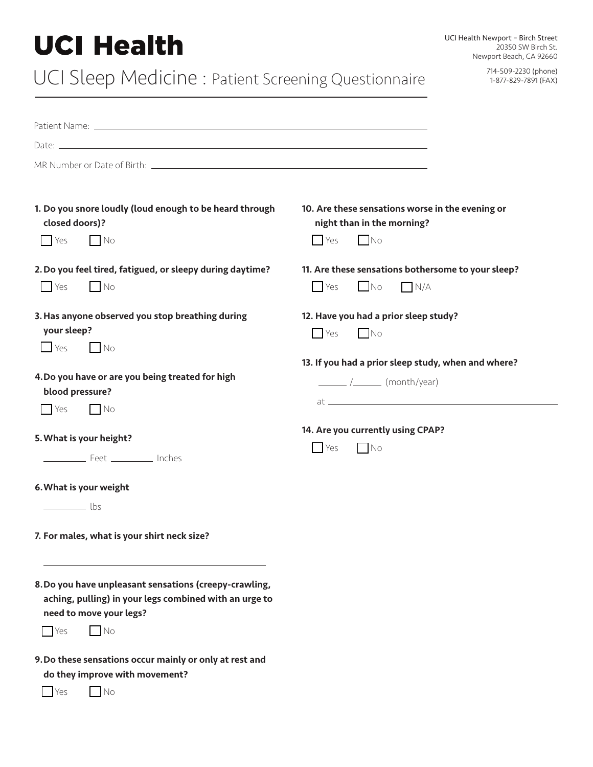# UCI Health

## UCI Sleep Medicine : Patient Screening Questionnaire

UCI Health Newport – Birch Street
20350 SW Birch St.
Newport Beach, CA 92660

714-509-2230 (phone)
1-877-829-7891 (FAX)

Patient Name: ____________________

Date: ____________________

MR Number or Date of Birth: ____________________

**1. Do you snore loudly (loud enough to be heard through closed doors)?**

☐ Yes ☐ No

**2. Do you feel tired, fatigued, or sleepy during daytime?**

☐ Yes ☐ No

**3. Has anyone observed you stop breathing during your sleep?**

☐ Yes ☐ No

**4. Do you have or are you being treated for high blood pressure?**

☐ Yes ☐ No

**5. What is your height?**

________ Feet ________ Inches

**6. What is your weight**

________ lbs

**7. For males, what is your shirt neck size?**

____________________

**8. Do you have unpleasant sensations (creepy-crawling, aching, pulling) in your legs combined with an urge to need to move your legs?**

☐ Yes ☐ No

**9. Do these sensations occur mainly or only at rest and do they improve with movement?**

☐ Yes ☐ No

**10. Are these sensations worse in the evening or night than in the morning?**

☐ Yes ☐ No

**11. Are these sensations bothersome to your sleep?**

☐ Yes ☐ No ☐ N/A

**12. Have you had a prior sleep study?**

☐ Yes ☐ No

**13. If you had a prior sleep study, when and where?**

______ /______ (month/year)

at ____________________

**14. Are you currently using CPAP?**

☐ Yes ☐ No